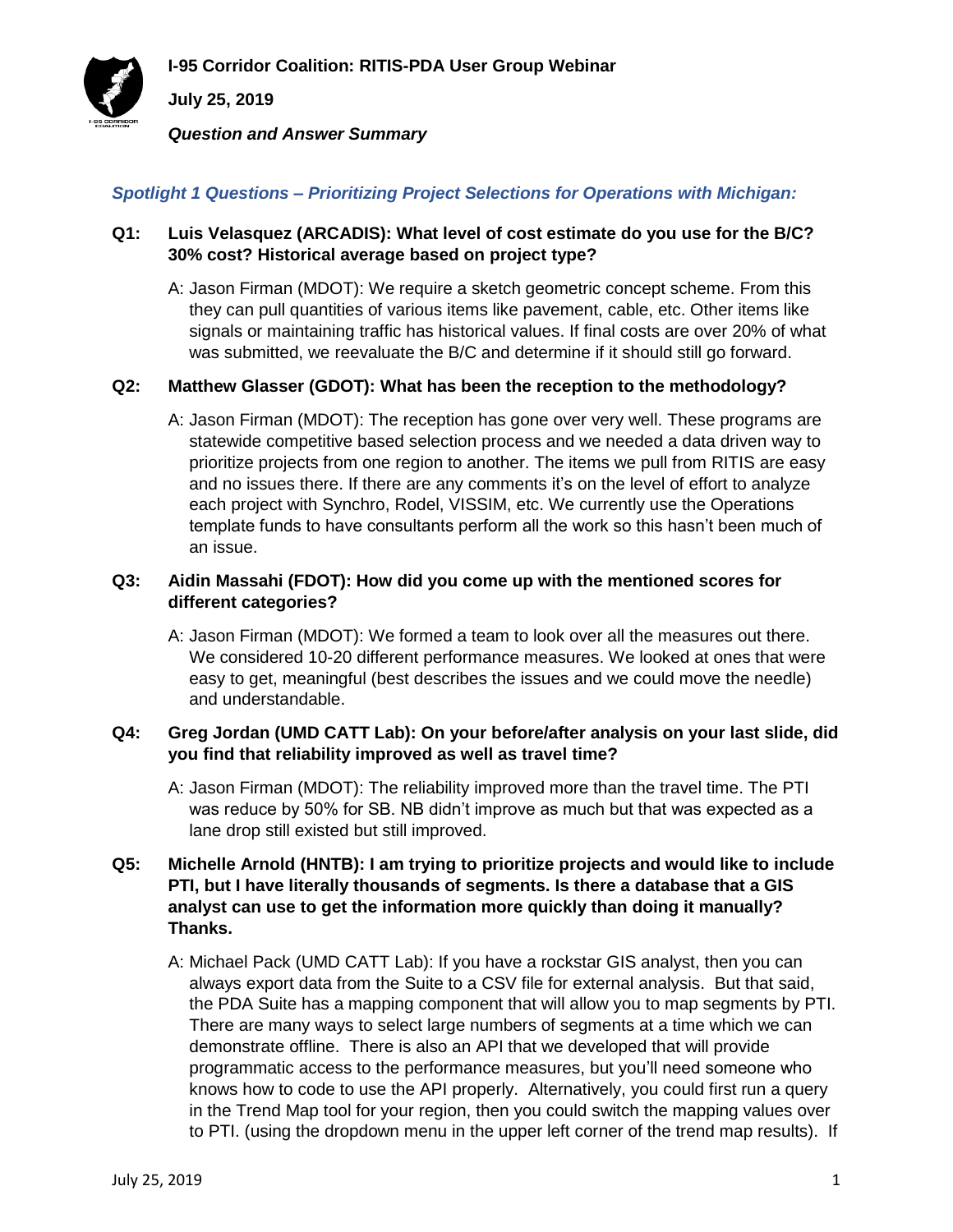# I-95 Corridor Coalition: RITIS-PDA User Group Webinar

**July 25, 2019**

***Question and Answer Summary***

## *Spotlight 1 Questions – Prioritizing Project Selections for Operations with Michigan:*

**Q1: Luis Velasquez (ARCADIS): What level of cost estimate do you use for the B/C? 30% cost? Historical average based on project type?**

A: Jason Firman (MDOT): We require a sketch geometric concept scheme. From this they can pull quantities of various items like pavement, cable, etc. Other items like signals or maintaining traffic has historical values. If final costs are over 20% of what was submitted, we reevaluate the B/C and determine if it should still go forward.

**Q2: Matthew Glasser (GDOT): What has been the reception to the methodology?**

A: Jason Firman (MDOT): The reception has gone over very well. These programs are statewide competitive based selection process and we needed a data driven way to prioritize projects from one region to another. The items we pull from RITIS are easy and no issues there. If there are any comments it's on the level of effort to analyze each project with Synchro, Rodel, VISSIM, etc. We currently use the Operations template funds to have consultants perform all the work so this hasn't been much of an issue.

**Q3: Aidin Massahi (FDOT): How did you come up with the mentioned scores for different categories?**

A: Jason Firman (MDOT): We formed a team to look over all the measures out there. We considered 10-20 different performance measures. We looked at ones that were easy to get, meaningful (best describes the issues and we could move the needle) and understandable.

**Q4: Greg Jordan (UMD CATT Lab): On your before/after analysis on your last slide, did you find that reliability improved as well as travel time?**

A: Jason Firman (MDOT): The reliability improved more than the travel time. The PTI was reduce by 50% for SB. NB didn't improve as much but that was expected as a lane drop still existed but still improved.

**Q5: Michelle Arnold (HNTB): I am trying to prioritize projects and would like to include PTI, but I have literally thousands of segments. Is there a database that a GIS analyst can use to get the information more quickly than doing it manually? Thanks.**

A: Michael Pack (UMD CATT Lab): If you have a rockstar GIS analyst, then you can always export data from the Suite to a CSV file for external analysis. But that said, the PDA Suite has a mapping component that will allow you to map segments by PTI. There are many ways to select large numbers of segments at a time which we can demonstrate offline. There is also an API that we developed that will provide programmatic access to the performance measures, but you'll need someone who knows how to code to use the API properly. Alternatively, you could first run a query in the Trend Map tool for your region, then you could switch the mapping values over to PTI. (using the dropdown menu in the upper left corner of the trend map results). If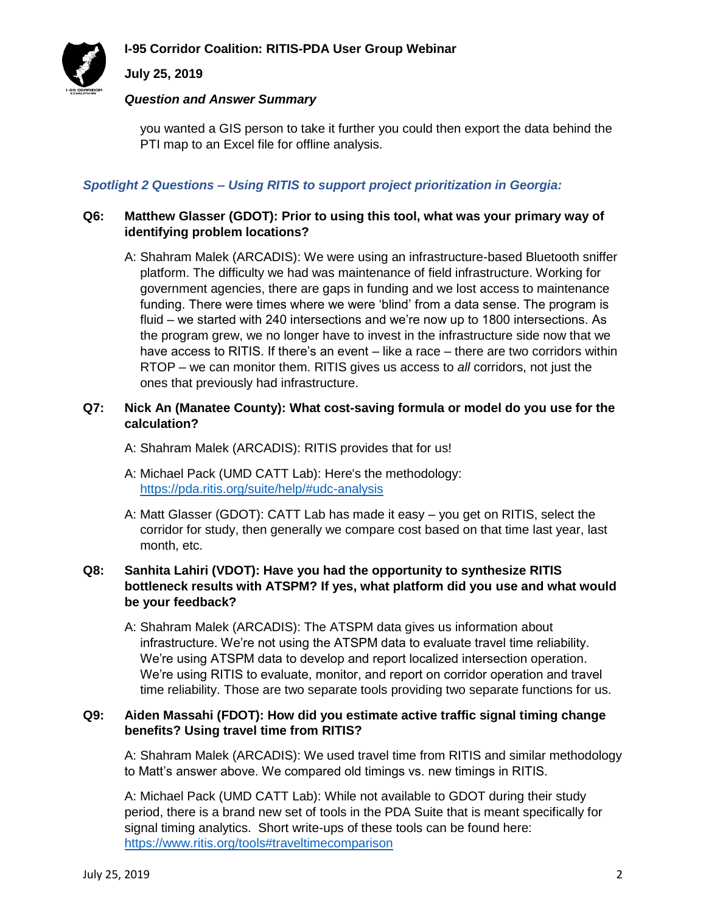you wanted a GIS person to take it further you could then export the data behind the PTI map to an Excel file for offline analysis.

### *Spotlight 2 Questions – Using RITIS to support project prioritization in Georgia:*

**Q6: Matthew Glasser (GDOT): Prior to using this tool, what was your primary way of identifying problem locations?**

A: Shahram Malek (ARCADIS): We were using an infrastructure-based Bluetooth sniffer platform. The difficulty we had was maintenance of field infrastructure. Working for government agencies, there are gaps in funding and we lost access to maintenance funding. There were times where we were 'blind' from a data sense. The program is fluid – we started with 240 intersections and we're now up to 1800 intersections. As the program grew, we no longer have to invest in the infrastructure side now that we have access to RITIS. If there's an event – like a race – there are two corridors within RTOP – we can monitor them. RITIS gives us access to *all* corridors, not just the ones that previously had infrastructure.

**Q7: Nick An (Manatee County): What cost-saving formula or model do you use for the calculation?**

A: Shahram Malek (ARCADIS): RITIS provides that for us!

A: Michael Pack (UMD CATT Lab): Here's the methodology: https://pda.ritis.org/suite/help/#udc-analysis

A: Matt Glasser (GDOT): CATT Lab has made it easy – you get on RITIS, select the corridor for study, then generally we compare cost based on that time last year, last month, etc.

**Q8: Sanhita Lahiri (VDOT): Have you had the opportunity to synthesize RITIS bottleneck results with ATSPM? If yes, what platform did you use and what would be your feedback?**

A: Shahram Malek (ARCADIS): The ATSPM data gives us information about infrastructure. We're not using the ATSPM data to evaluate travel time reliability. We're using ATSPM data to develop and report localized intersection operation. We're using RITIS to evaluate, monitor, and report on corridor operation and travel time reliability. Those are two separate tools providing two separate functions for us.

**Q9: Aiden Massahi (FDOT): How did you estimate active traffic signal timing change benefits? Using travel time from RITIS?**

A: Shahram Malek (ARCADIS): We used travel time from RITIS and similar methodology to Matt's answer above. We compared old timings vs. new timings in RITIS.

A: Michael Pack (UMD CATT Lab): While not available to GDOT during their study period, there is a brand new set of tools in the PDA Suite that is meant specifically for signal timing analytics. Short write-ups of these tools can be found here: https://www.ritis.org/tools#traveltimecomparison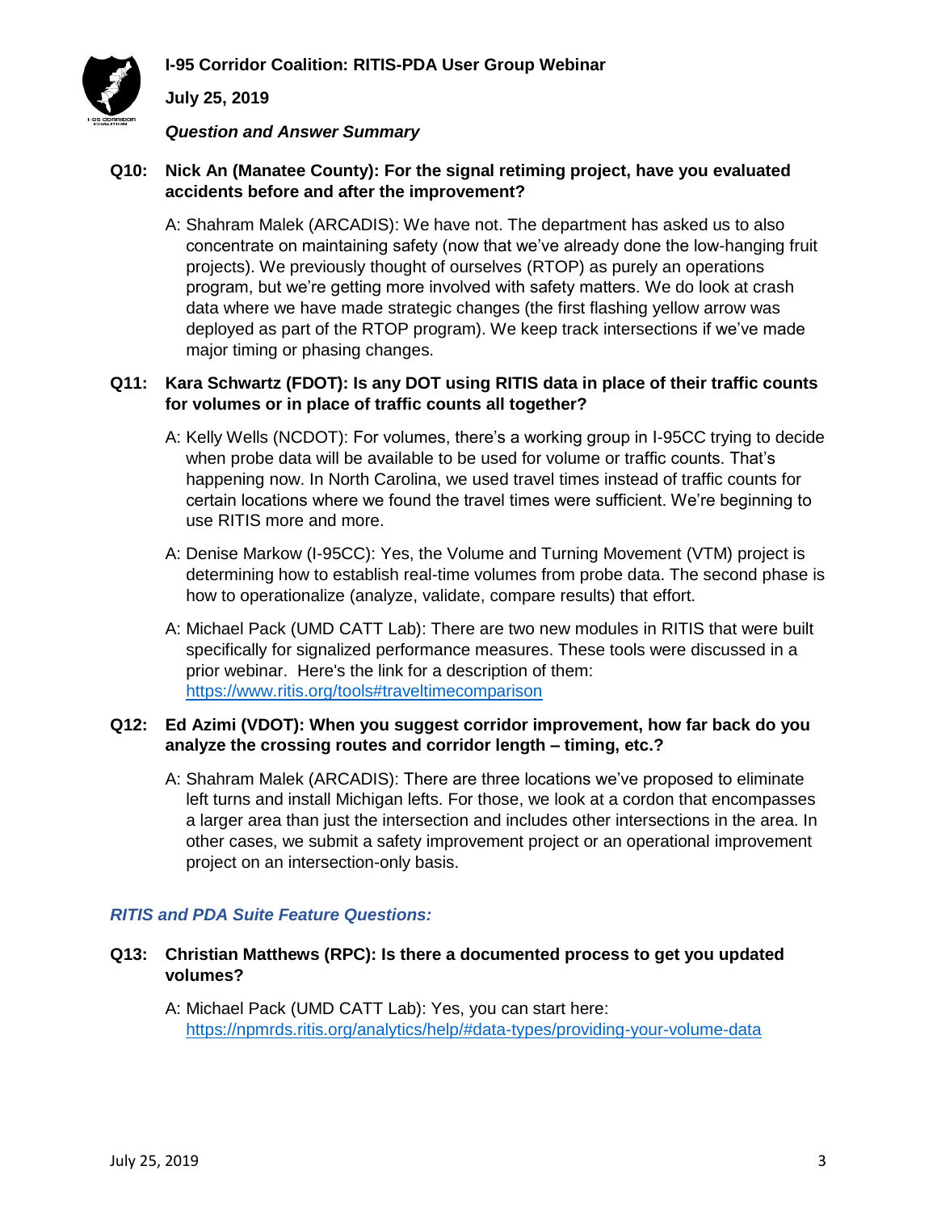**Q10: Nick An (Manatee County): For the signal retiming project, have you evaluated accidents before and after the improvement?**

A: Shahram Malek (ARCADIS): We have not. The department has asked us to also concentrate on maintaining safety (now that we've already done the low-hanging fruit projects). We previously thought of ourselves (RTOP) as purely an operations program, but we're getting more involved with safety matters. We do look at crash data where we have made strategic changes (the first flashing yellow arrow was deployed as part of the RTOP program). We keep track intersections if we've made major timing or phasing changes.

**Q11: Kara Schwartz (FDOT): Is any DOT using RITIS data in place of their traffic counts for volumes or in place of traffic counts all together?**

A: Kelly Wells (NCDOT): For volumes, there's a working group in I-95CC trying to decide when probe data will be available to be used for volume or traffic counts. That's happening now. In North Carolina, we used travel times instead of traffic counts for certain locations where we found the travel times were sufficient. We're beginning to use RITIS more and more.

A: Denise Markow (I-95CC): Yes, the Volume and Turning Movement (VTM) project is determining how to establish real-time volumes from probe data. The second phase is how to operationalize (analyze, validate, compare results) that effort.

A: Michael Pack (UMD CATT Lab): There are two new modules in RITIS that were built specifically for signalized performance measures. These tools were discussed in a prior webinar. Here's the link for a description of them: https://www.ritis.org/tools#traveltimecomparison

**Q12: Ed Azimi (VDOT): When you suggest corridor improvement, how far back do you analyze the crossing routes and corridor length – timing, etc.?**

A: Shahram Malek (ARCADIS): There are three locations we've proposed to eliminate left turns and install Michigan lefts. For those, we look at a cordon that encompasses a larger area than just the intersection and includes other intersections in the area. In other cases, we submit a safety improvement project or an operational improvement project on an intersection-only basis.

### *RITIS and PDA Suite Feature Questions:*

**Q13: Christian Matthews (RPC): Is there a documented process to get you updated volumes?**

A: Michael Pack (UMD CATT Lab): Yes, you can start here: https://npmrds.ritis.org/analytics/help/#data-types/providing-your-volume-data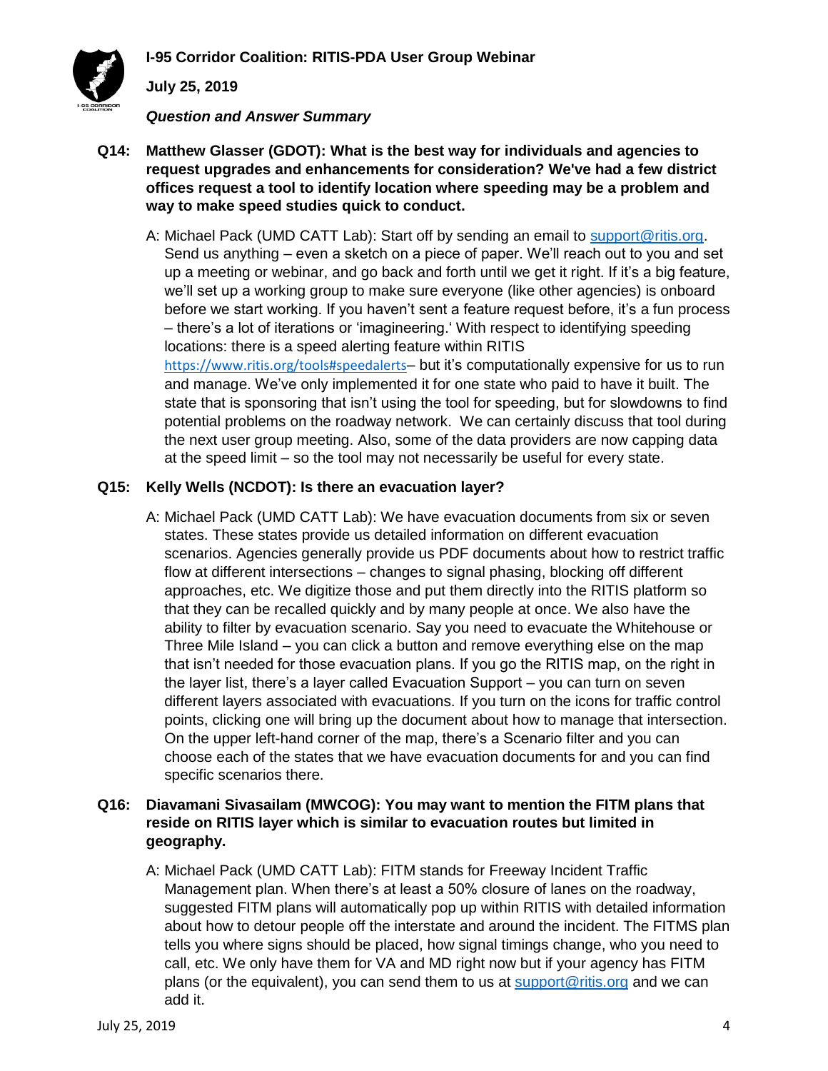**Q14: Matthew Glasser (GDOT): What is the best way for individuals and agencies to request upgrades and enhancements for consideration? We've had a few district offices request a tool to identify location where speeding may be a problem and way to make speed studies quick to conduct.**

A: Michael Pack (UMD CATT Lab): Start off by sending an email to support@ritis.org. Send us anything – even a sketch on a piece of paper. We'll reach out to you and set up a meeting or webinar, and go back and forth until we get it right. If it's a big feature, we'll set up a working group to make sure everyone (like other agencies) is onboard before we start working. If you haven't sent a feature request before, it's a fun process – there's a lot of iterations or 'imagineering.' With respect to identifying speeding locations: there is a speed alerting feature within RITIS https://www.ritis.org/tools#speedalerts– but it's computationally expensive for us to run and manage. We've only implemented it for one state who paid to have it built. The state that is sponsoring that isn't using the tool for speeding, but for slowdowns to find potential problems on the roadway network. We can certainly discuss that tool during the next user group meeting. Also, some of the data providers are now capping data at the speed limit – so the tool may not necessarily be useful for every state.

**Q15: Kelly Wells (NCDOT): Is there an evacuation layer?**

A: Michael Pack (UMD CATT Lab): We have evacuation documents from six or seven states. These states provide us detailed information on different evacuation scenarios. Agencies generally provide us PDF documents about how to restrict traffic flow at different intersections – changes to signal phasing, blocking off different approaches, etc. We digitize those and put them directly into the RITIS platform so that they can be recalled quickly and by many people at once. We also have the ability to filter by evacuation scenario. Say you need to evacuate the Whitehouse or Three Mile Island – you can click a button and remove everything else on the map that isn't needed for those evacuation plans. If you go the RITIS map, on the right in the layer list, there's a layer called Evacuation Support – you can turn on seven different layers associated with evacuations. If you turn on the icons for traffic control points, clicking one will bring up the document about how to manage that intersection. On the upper left-hand corner of the map, there's a Scenario filter and you can choose each of the states that we have evacuation documents for and you can find specific scenarios there.

**Q16: Diavamani Sivasailam (MWCOG): You may want to mention the FITM plans that reside on RITIS layer which is similar to evacuation routes but limited in geography.**

A: Michael Pack (UMD CATT Lab): FITM stands for Freeway Incident Traffic Management plan. When there's at least a 50% closure of lanes on the roadway, suggested FITM plans will automatically pop up within RITIS with detailed information about how to detour people off the interstate and around the incident. The FITMS plan tells you where signs should be placed, how signal timings change, who you need to call, etc. We only have them for VA and MD right now but if your agency has FITM plans (or the equivalent), you can send them to us at support@ritis.org and we can add it.